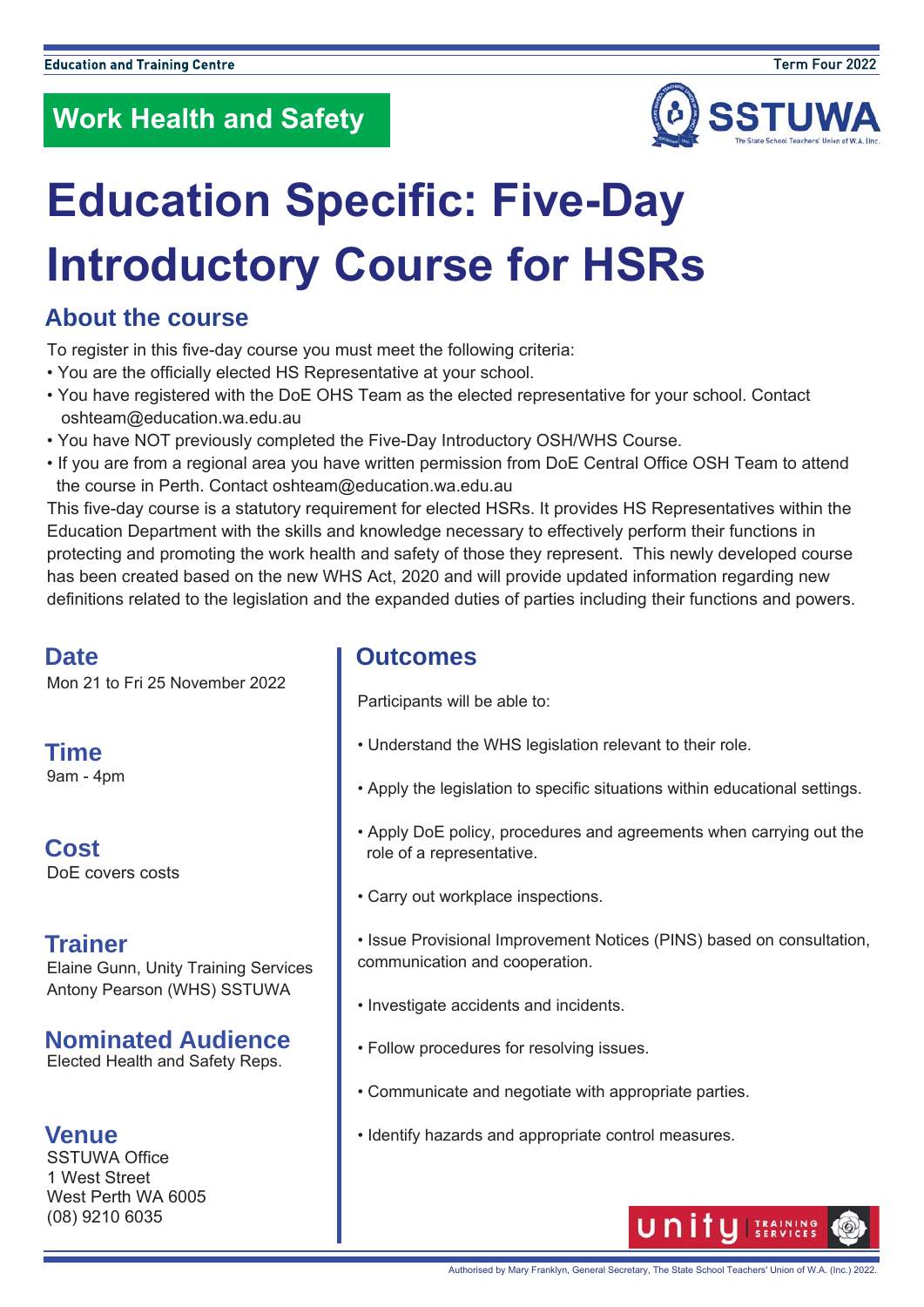Education and Training Centre

Term Four 2022

## Work Health and Safety

# Education Specific: Five-Day Introductory Course for HSRs

## About the course

To register in this five-day course you must meet the following criteria:

- You are the officially elected HS Representative at your school.
- You have registered with the DoE OHS Team as the elected representative for your school. Contact oshteam@education.wa.edu.au
- You have NOT previously completed the Five-Day Introductory OSH/WHS Course.
- If you are from a regional area you have written permission from DoE Central Office OSH Team to attend the course in Perth. Contact oshteam@education.wa.edu.au

This five-day course is a statutory requirement for elected HSRs. It provides HS Representatives within the Education Department with the skills and knowledge necessary to effectively perform their functions in protecting and promoting the work health and safety of those they represent. This newly developed course has been created based on the new WHS Act, 2020 and will provide updated information regarding new definitions related to the legislation and the expanded duties of parties including their functions and powers.

## Date

Mon 21 to Fri 25 November 2022

## Time

9am - 4pm

## Cost

DoE covers costs

## Trainer

Elaine Gunn, Unity Training Services
Antony Pearson (WHS) SSTUWA

## Nominated Audience

Elected Health and Safety Reps.

## Venue

SSTUWA Office
1 West Street
West Perth WA 6005
(08) 9210 6035

## Outcomes

Participants will be able to:

- Understand the WHS legislation relevant to their role.
- Apply the legislation to specific situations within educational settings.
- Apply DoE policy, procedures and agreements when carrying out the role of a representative.
- Carry out workplace inspections.
- Issue Provisional Improvement Notices (PINS) based on consultation, communication and cooperation.
- Investigate accidents and incidents.
- Follow procedures for resolving issues.
- Communicate and negotiate with appropriate parties.
- Identify hazards and appropriate control measures.

Authorised by Mary Franklyn, General Secretary, The State School Teachers' Union of W.A. (Inc.) 2022.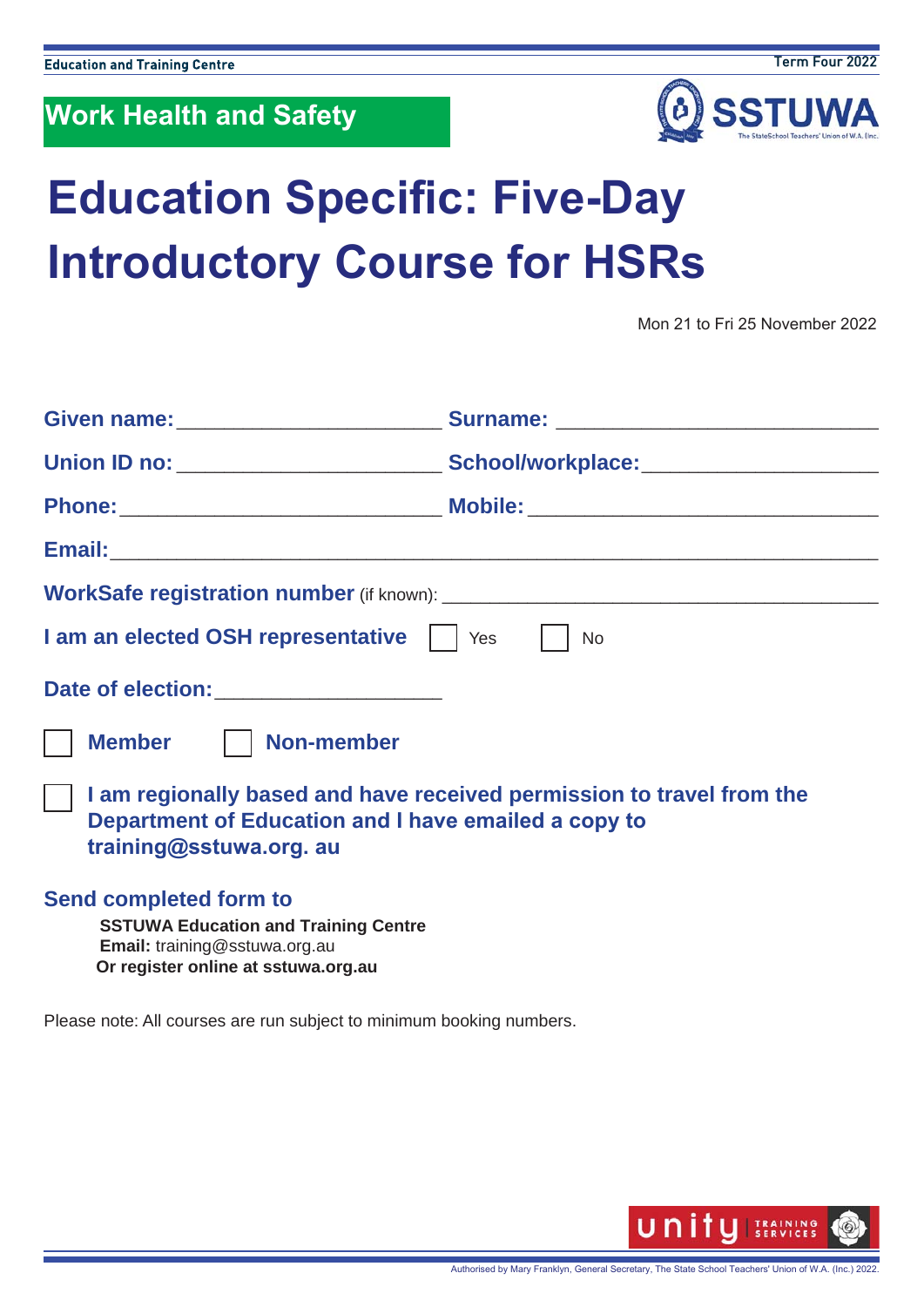Education and Training Centre

Term Four 2022

## Work Health and Safety

# Education Specific: Five-Day Introductory Course for HSRs

Mon 21 to Fri 25 November 2022

**Given name:** ______________________ **Surname:** ___________________________

**Union ID no:** ______________________ **School/workplace:** ____________________

**Phone:** ___________________________ **Mobile:** ______________________________

**Email:** _____________________________________________________________________

**WorkSafe registration number** (if known): _________________________________________

**I am an elected OSH representative** ☐ Yes ☐ No

**Date of election:** ___________________

☐ **Member** ☐ **Non-member**

☐ **I am regionally based and have received permission to travel from the Department of Education and I have emailed a copy to training@sstuwa.org. au**

**Send completed form to**

**SSTUWA Education and Training Centre**
**Email:** training@sstuwa.org.au
**Or register online at sstuwa.org.au**

Please note: All courses are run subject to minimum booking numbers.

Authorised by Mary Franklyn, General Secretary, The State School Teachers' Union of W.A. (Inc.) 2022.